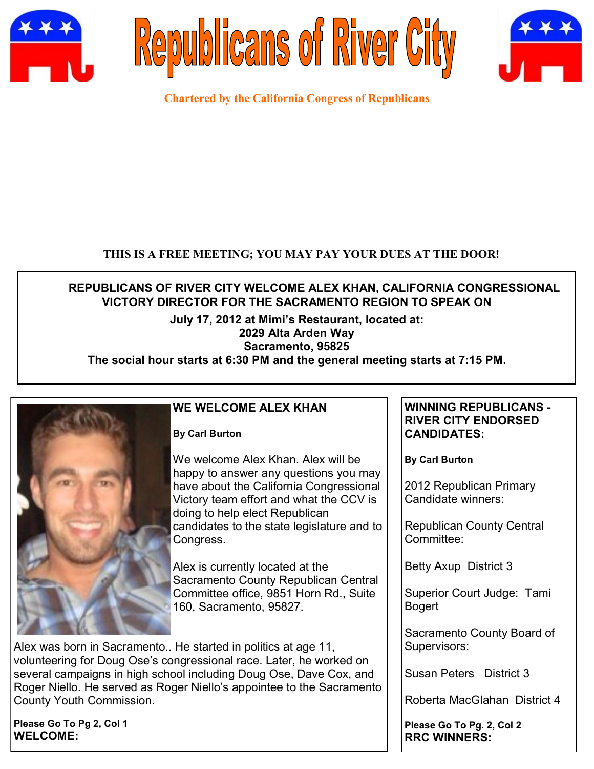# Republicans of River City

**Chartered by the California Congress of Republicans**

**THIS IS A FREE MEETING; YOU MAY PAY YOUR DUES AT THE DOOR!**

**REPUBLICANS OF RIVER CITY WELCOME ALEX KHAN, CALIFORNIA CONGRESSIONAL VICTORY DIRECTOR FOR THE SACRAMENTO REGION TO SPEAK ON**

**July 17, 2012 at Mimi's Restaurant, located at:**
**2029 Alta Arden Way**
**Sacramento, 95825**
**The social hour starts at 6:30 PM and the general meeting starts at 7:15 PM.**

## WE WELCOME ALEX KHAN

**By Carl Burton**

We welcome Alex Khan. Alex will be happy to answer any questions you may have about the California Congressional Victory team effort and what the CCV is doing to help elect Republican candidates to the state legislature and to Congress.

Alex is currently located at the Sacramento County Republican Central Committee office, 9851 Horn Rd., Suite 160, Sacramento, 95827.

Alex was born in Sacramento.. He started in politics at age 11, volunteering for Doug Ose's congressional race. Later, he worked on several campaigns in high school including Doug Ose, Dave Cox, and Roger Niello. He served as Roger Niello's appointee to the Sacramento County Youth Commission.

**Please Go To Pg 2, Col 1**
**WELCOME:**

## WINNING REPUBLICANS - RIVER CITY ENDORSED CANDIDATES:

**By Carl Burton**

2012 Republican Primary Candidate winners:

Republican County Central Committee:

Betty Axup District 3

Superior Court Judge: Tami Bogert

Sacramento County Board of Supervisors:

Susan Peters District 3

Roberta MacGlahan District 4

**Please Go To Pg. 2, Col 2**
**RRC WINNERS:**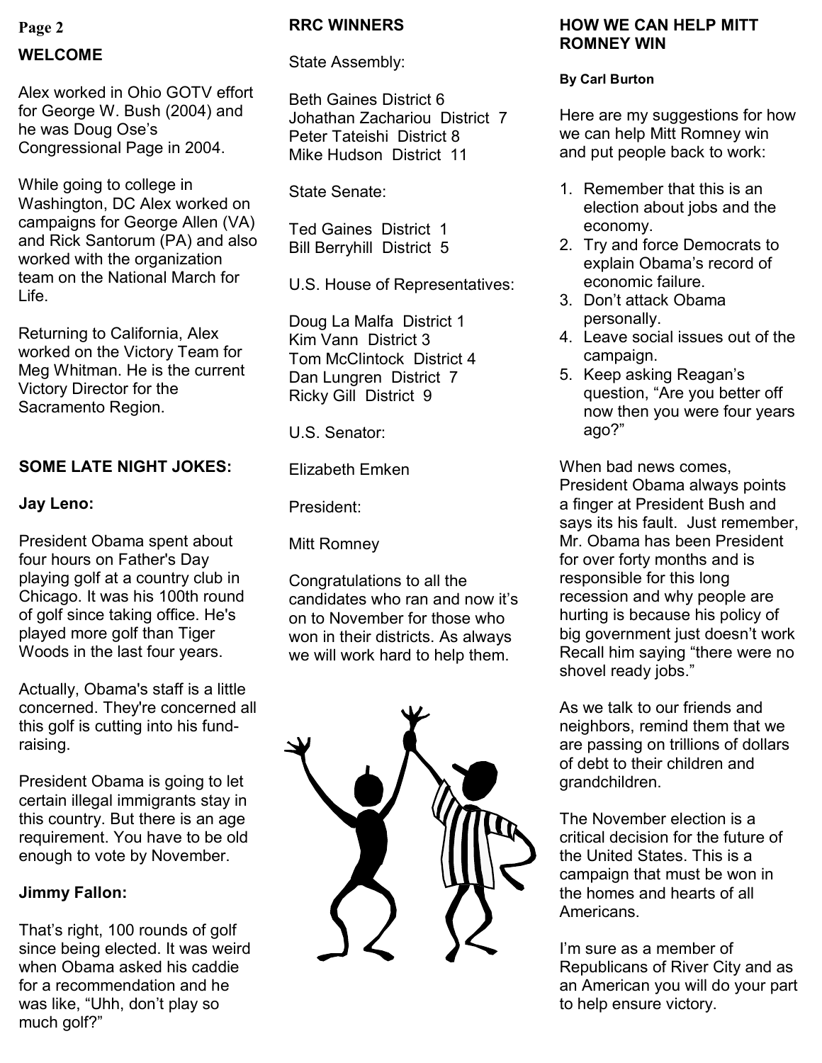## WELCOME

Alex worked in Ohio GOTV effort for George W. Bush (2004) and he was Doug Ose's Congressional Page in 2004.

While going to college in Washington, DC Alex worked on campaigns for George Allen (VA) and Rick Santorum (PA) and also worked with the organization team on the National March for Life.

Returning to California, Alex worked on the Victory Team for Meg Whitman. He is the current Victory Director for the Sacramento Region.

## SOME LATE NIGHT JOKES:

### Jay Leno:

President Obama spent about four hours on Father's Day playing golf at a country club in Chicago. It was his 100th round of golf since taking office. He's played more golf than Tiger Woods in the last four years.

Actually, Obama's staff is a little concerned. They're concerned all this golf is cutting into his fund-raising.

President Obama is going to let certain illegal immigrants stay in this country. But there is an age requirement. You have to be old enough to vote by November.

### Jimmy Fallon:

That's right, 100 rounds of golf since being elected. It was weird when Obama asked his caddie for a recommendation and he was like, "Uhh, don't play so much golf?"

## RRC WINNERS

State Assembly:

Beth Gaines District 6
Johathan Zachariou District 7
Peter Tateishi District 8
Mike Hudson District 11

State Senate:

Ted Gaines District 1
Bill Berryhill District 5

U.S. House of Representatives:

Doug La Malfa District 1
Kim Vann District 3
Tom McClintock District 4
Dan Lungren District 7
Ricky Gill District 9

U.S. Senator:

Elizabeth Emken

President:

Mitt Romney

Congratulations to all the candidates who ran and now it's on to November for those who won in their districts. As always we will work hard to help them.

## HOW WE CAN HELP MITT ROMNEY WIN

**By Carl Burton**

Here are my suggestions for how we can help Mitt Romney win and put people back to work:

1. Remember that this is an election about jobs and the economy.
2. Try and force Democrats to explain Obama's record of economic failure.
3. Don't attack Obama personally.
4. Leave social issues out of the campaign.
5. Keep asking Reagan's question, "Are you better off now then you were four years ago?"

When bad news comes, President Obama always points a finger at President Bush and says its his fault. Just remember, Mr. Obama has been President for over forty months and is responsible for this long recession and why people are hurting is because his policy of big government just doesn't work Recall him saying "there were no shovel ready jobs."

As we talk to our friends and neighbors, remind them that we are passing on trillions of dollars of debt to their children and grandchildren.

The November election is a critical decision for the future of the United States. This is a campaign that must be won in the homes and hearts of all Americans.

I'm sure as a member of Republicans of River City and as an American you will do your part to help ensure victory.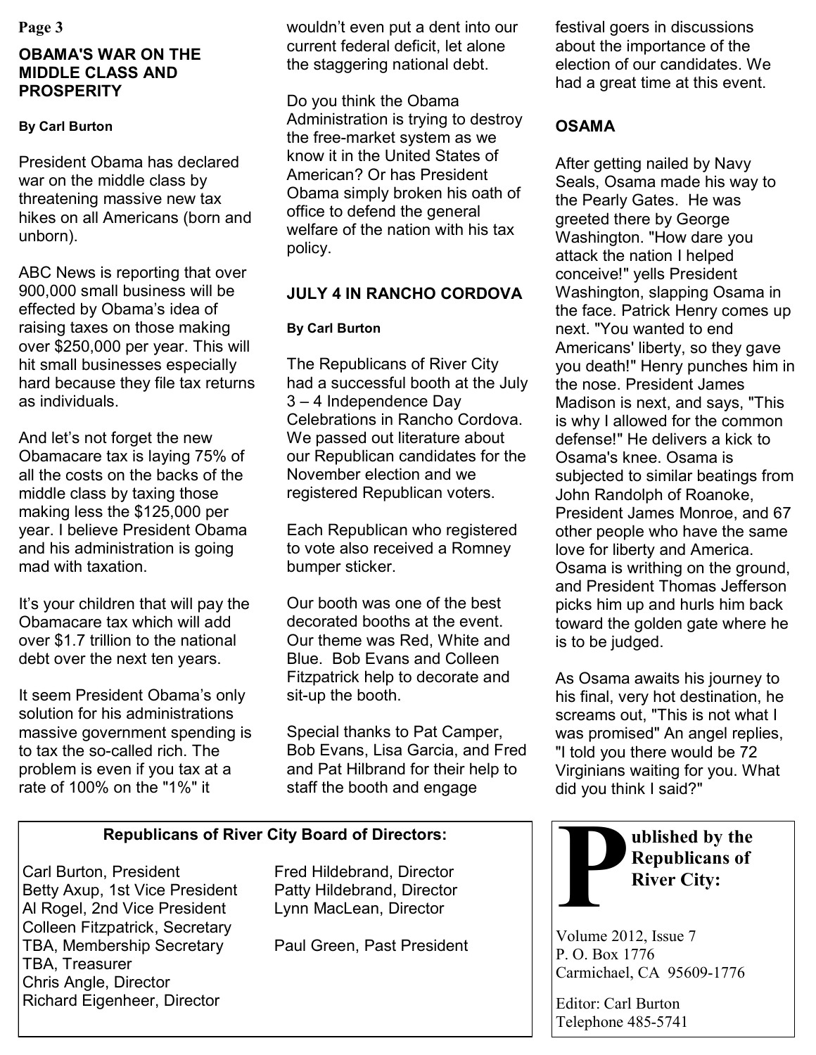## OBAMA'S WAR ON THE MIDDLE CLASS AND PROSPERITY

**By Carl Burton**

President Obama has declared war on the middle class by threatening massive new tax hikes on all Americans (born and unborn).

ABC News is reporting that over 900,000 small business will be effected by Obama's idea of raising taxes on those making over $250,000 per year. This will hit small businesses especially hard because they file tax returns as individuals.

And let's not forget the new Obamacare tax is laying 75% of all the costs on the backs of the middle class by taxing those making less the $125,000 per year. I believe President Obama and his administration is going mad with taxation.

It's your children that will pay the Obamacare tax which will add over $1.7 trillion to the national debt over the next ten years.

It seem President Obama's only solution for his administrations massive government spending is to tax the so-called rich. The problem is even if you tax at a rate of 100% on the "1%" it wouldn't even put a dent into our current federal deficit, let alone the staggering national debt.

Do you think the Obama Administration is trying to destroy the free-market system as we know it in the United States of American? Or has President Obama simply broken his oath of office to defend the general welfare of the nation with his tax policy.

## JULY 4 IN RANCHO CORDOVA

**By Carl Burton**

The Republicans of River City had a successful booth at the July 3 – 4 Independence Day Celebrations in Rancho Cordova. We passed out literature about our Republican candidates for the November election and we registered Republican voters.

Each Republican who registered to vote also received a Romney bumper sticker.

Our booth was one of the best decorated booths at the event. Our theme was Red, White and Blue. Bob Evans and Colleen Fitzpatrick help to decorate and sit-up the booth.

Special thanks to Pat Camper, Bob Evans, Lisa Garcia, and Fred and Pat Hilbrand for their help to staff the booth and engage festival goers in discussions about the importance of the election of our candidates. We had a great time at this event.

## OSAMA

After getting nailed by Navy Seals, Osama made his way to the Pearly Gates. He was greeted there by George Washington. "How dare you attack the nation I helped conceive!" yells President Washington, slapping Osama in the face. Patrick Henry comes up next. "You wanted to end Americans' liberty, so they gave you death!" Henry punches him in the nose. President James Madison is next, and says, "This is why I allowed for the common defense!" He delivers a kick to Osama's knee. Osama is subjected to similar beatings from John Randolph of Roanoke, President James Monroe, and 67 other people who have the same love for liberty and America. Osama is writhing on the ground, and President Thomas Jefferson picks him up and hurls him back toward the golden gate where he is to be judged.

As Osama awaits his journey to his final, very hot destination, he screams out, "This is not what I was promised" An angel replies, "I told you there would be 72 Virginians waiting for you. What did you think I said?"

---

**Republicans of River City Board of Directors:**

Carl Burton, President
Betty Axup, 1st Vice President
Al Rogel, 2nd Vice President
Colleen Fitzpatrick, Secretary
TBA, Membership Secretary
TBA, Treasurer
Chris Angle, Director
Richard Eigenheer, Director
Fred Hildebrand, Director
Patty Hildebrand, Director
Lynn MacLean, Director

Paul Green, Past President

---

**Published by the Republicans of River City:**

Volume 2012, Issue 7
P. O. Box 1776
Carmichael, CA 95609-1776

Editor: Carl Burton
Telephone 485-5741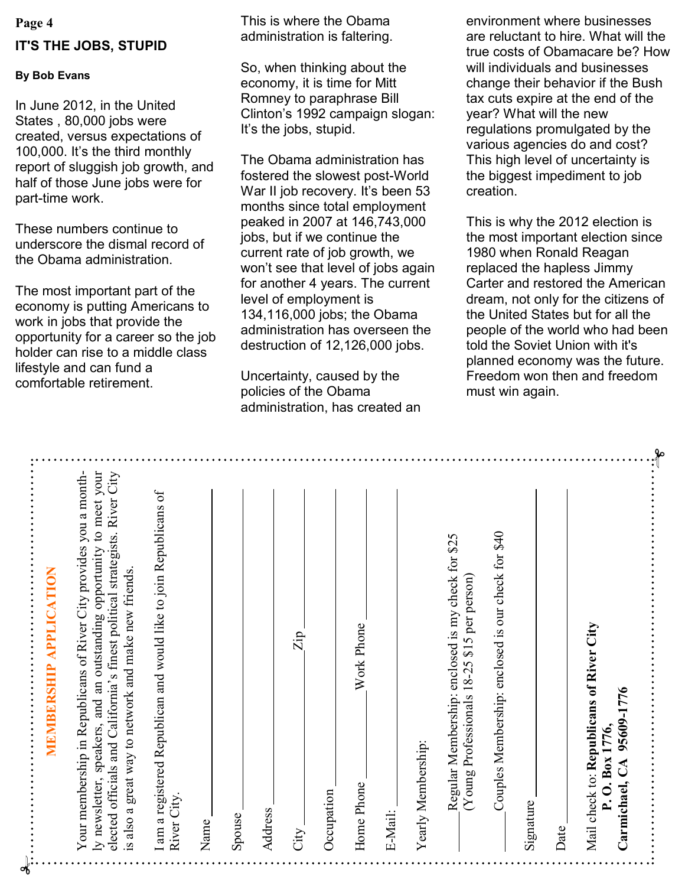## IT'S THE JOBS, STUPID

**By Bob Evans**

In June 2012, in the United States , 80,000 jobs were created, versus expectations of 100,000. It's the third monthly report of sluggish job growth, and half of those June jobs were for part-time work.

These numbers continue to underscore the dismal record of the Obama administration.

The most important part of the economy is putting Americans to work in jobs that provide the opportunity for a career so the job holder can rise to a middle class lifestyle and can fund a comfortable retirement.

This is where the Obama administration is faltering.

So, when thinking about the economy, it is time for Mitt Romney to paraphrase Bill Clinton's 1992 campaign slogan: It's the jobs, stupid.

The Obama administration has fostered the slowest post-World War II job recovery. It's been 53 months since total employment peaked in 2007 at 146,743,000 jobs, but if we continue the current rate of job growth, we won't see that level of jobs again for another 4 years. The current level of employment is 134,116,000 jobs; the Obama administration has overseen the destruction of 12,126,000 jobs.

Uncertainty, caused by the policies of the Obama administration, has created an environment where businesses are reluctant to hire. What will the true costs of Obamacare be? How will individuals and businesses change their behavior if the Bush tax cuts expire at the end of the year? What will the new regulations promulgated by the various agencies do and cost? This high level of uncertainty is the biggest impediment to job creation.

This is why the 2012 election is the most important election since 1980 when Ronald Reagan replaced the hapless Jimmy Carter and restored the American dream, not only for the citizens of the United States but for all the people of the world who had been told the Soviet Union with it's planned economy was the future. Freedom won then and freedom must win again.

---

## MEMBERSHIP APPLICATION

Your membership in Republicans of River City provides you a monthly newsletter, speakers, and an outstanding opportunity to meet your elected officials and California's finest political strategists. River City is also a great way to network and make new friends.

I am a registered Republican and would like to join Republicans of River City.

Name ______________________

Spouse ______________________

Address ______________________

City ____________ Zip ____________

Occupation ______________________

Home Phone ____________ Work Phone ____________

E-Mail: ______________________

Yearly Membership:

____ Regular Membership: enclosed is my check for $25 (Young Professionals 18-25 $15 per person)

____ Couples Membership: enclosed is our check for $40

Signature ______________________

Date ______________________

Mail check to: **Republicans of River City**
**P. O. Box 1776,**
**Carmichael, CA 95609-1776**